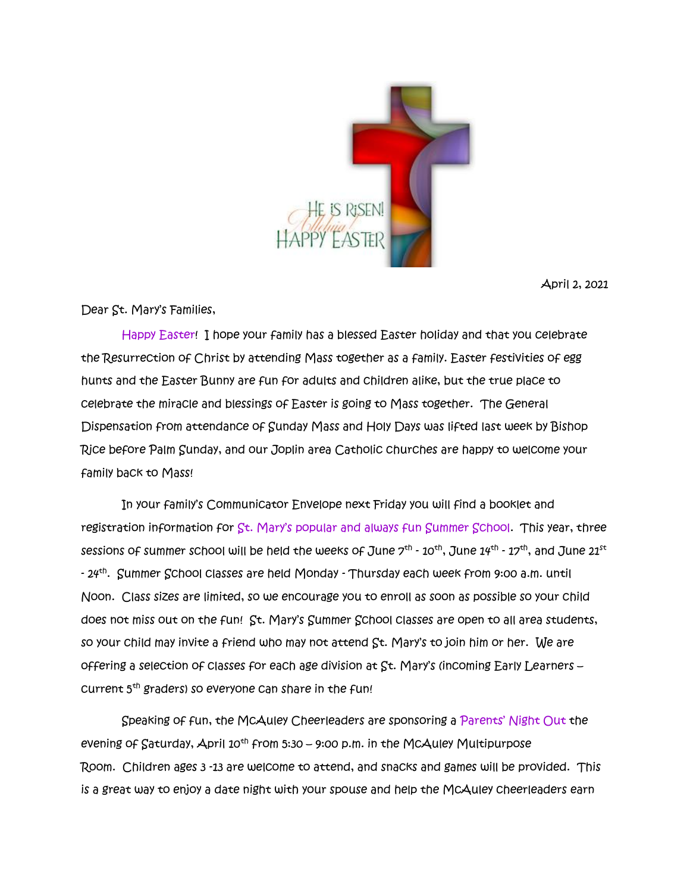April 2, 2021

Dear St. Mary's Families,

Happy Easter! I hope your family has a blessed Easter holiday and that you celebrate the Resurrection of Christ by attending Mass together as a family. Easter festivities of egg hunts and the Easter Bunny are fun for adults and children alike, but the true place to celebrate the miracle and blessings of Easter is going to Mass together. The General Dispensation from attendance of Sunday Mass and Holy Days was lifted last week by Bishop Rice before Palm Sunday, and our Joplin area Catholic churches are happy to welcome your family back to Mass!

In your family's Communicator Envelope next Friday you will find a booklet and registration information for St. Mary's popular and always fun Summer School. This year, three sessions of summer school will be held the weeks of June 7th - 10th, June 14th - 17th, and June 21st - 24th. Summer School classes are held Monday - Thursday each week from 9:00 a.m. until Noon. Class sizes are limited, so we encourage you to enroll as soon as possible so your child does not miss out on the fun! St. Mary's Summer School classes are open to all area students, so your child may invite a friend who may not attend St. Mary's to join him or her. We are offering a selection of classes for each age division at St. Mary's (incoming Early Learners – current 5th graders) so everyone can share in the fun!

Speaking of fun, the McAuley Cheerleaders are sponsoring a Parents' Night Out the evening of Saturday, April 10th from 5:30 – 9:00 p.m. in the McAuley Multipurpose Room. Children ages 3 -13 are welcome to attend, and snacks and games will be provided. This is a great way to enjoy a date night with your spouse and help the McAuley cheerleaders earn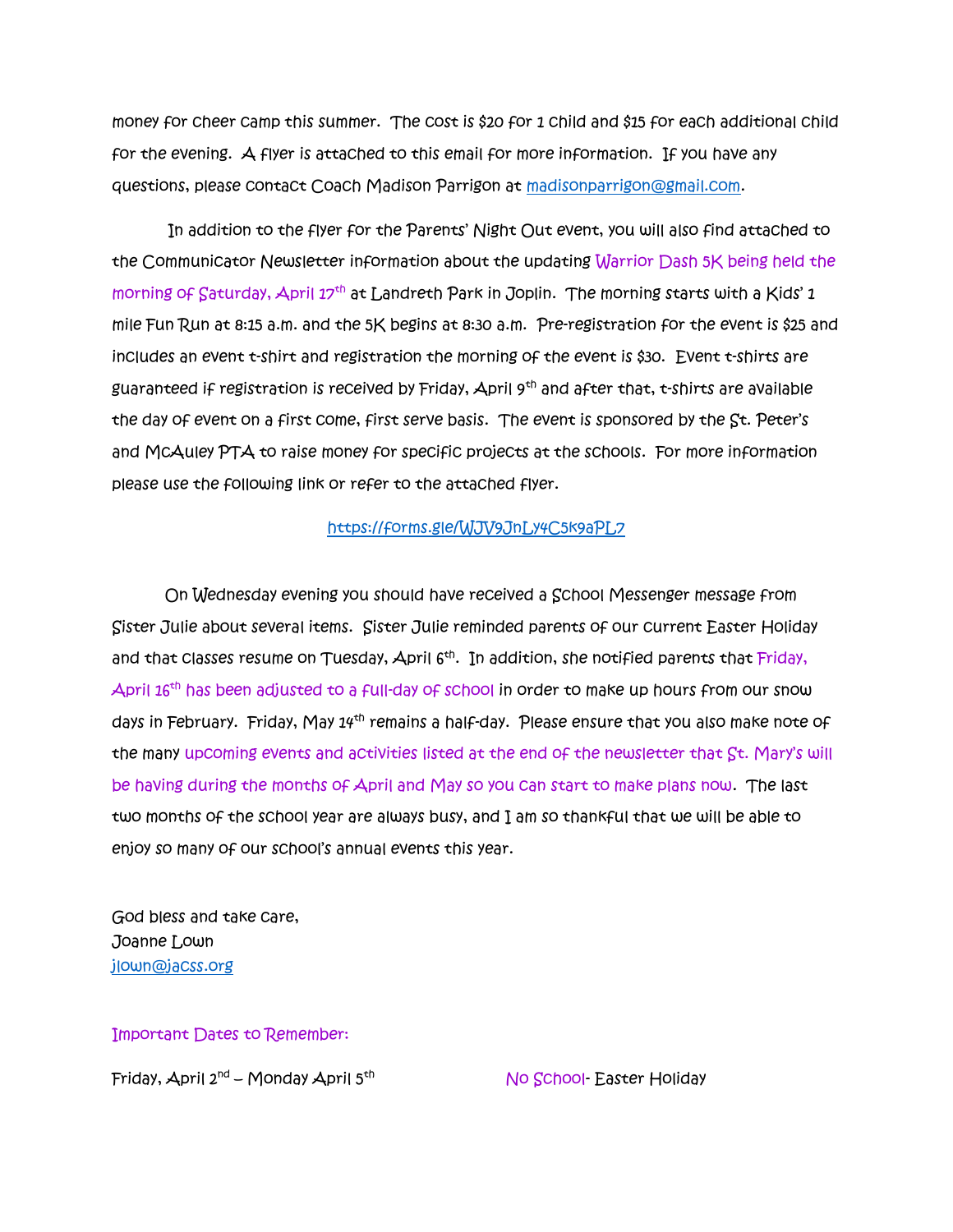money for cheer camp this summer. The cost is $20 for 1 child and $15 for each additional child for the evening. A flyer is attached to this email for more information. If you have any questions, please contact Coach Madison Parrigon at madisonparrigon@gmail.com.

In addition to the flyer for the Parents' Night Out event, you will also find attached to the Communicator Newsletter information about the updating Warrior Dash 5K being held the morning of Saturday, April 17th at Landreth Park in Joplin. The morning starts with a Kids' 1 mile Fun Run at 8:15 a.m. and the 5K begins at 8:30 a.m. Pre-registration for the event is $25 and includes an event t-shirt and registration the morning of the event is $30. Event t-shirts are guaranteed if registration is received by Friday, April 9th and after that, t-shirts are available the day of event on a first come, first serve basis. The event is sponsored by the St. Peter's and McAuley PTA to raise money for specific projects at the schools. For more information please use the following link or refer to the attached flyer.

https://forms.gle/WJV9JnLy4C5k9aPL7

On Wednesday evening you should have received a School Messenger message from Sister Julie about several items. Sister Julie reminded parents of our current Easter Holiday and that classes resume on Tuesday, April 6th. In addition, she notified parents that Friday, April 16th has been adjusted to a full-day of school in order to make up hours from our snow days in February. Friday, May 14th remains a half-day. Please ensure that you also make note of the many upcoming events and activities listed at the end of the newsletter that St. Mary's will be having during the months of April and May so you can start to make plans now. The last two months of the school year are always busy, and I am so thankful that we will be able to enjoy so many of our school's annual events this year.

God bless and take care,
Joanne Lown
jlown@jacss.org

Important Dates to Remember:

| | |
|---|---|
| Friday, April 2nd – Monday April 5th | No School- Easter Holiday |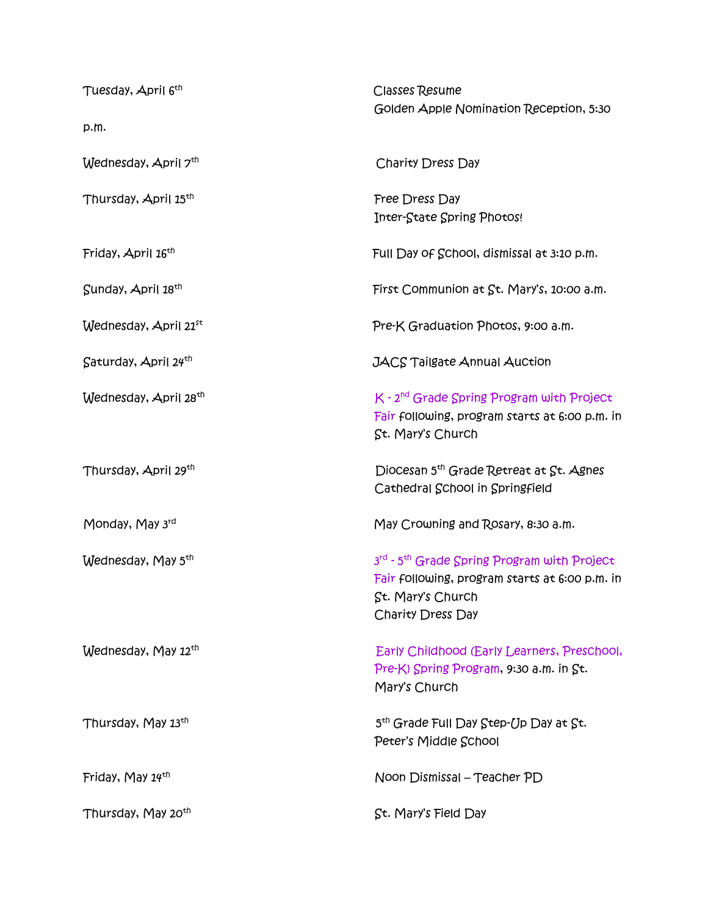Tuesday, April 6th — Classes Resume
Golden Apple Nomination Reception, 5:30 p.m.

Wednesday, April 7th — Charity Dress Day

Thursday, April 15th — Free Dress Day
Inter-State Spring Photos!

Friday, April 16th — Full Day of School, dismissal at 3:10 p.m.

Sunday, April 18th — First Communion at St. Mary's, 10:00 a.m.

Wednesday, April 21st — Pre-K Graduation Photos, 9:00 a.m.

Saturday, April 24th — JACS Tailgate Annual Auction

Wednesday, April 28th — K - 2nd Grade Spring Program with Project Fair following, program starts at 6:00 p.m. in St. Mary's Church

Thursday, April 29th — Diocesan 5th Grade Retreat at St. Agnes Cathedral School in Springfield

Monday, May 3rd — May Crowning and Rosary, 8:30 a.m.

Wednesday, May 5th — 3rd - 5th Grade Spring Program with Project Fair following, program starts at 6:00 p.m. in St. Mary's Church
Charity Dress Day

Wednesday, May 12th — Early Childhood (Early Learners, Preschool, Pre-K) Spring Program, 9:30 a.m. in St. Mary's Church

Thursday, May 13th — 5th Grade Full Day Step-Up Day at St. Peter's Middle School

Friday, May 14th — Noon Dismissal – Teacher PD

Thursday, May 20th — St. Mary's Field Day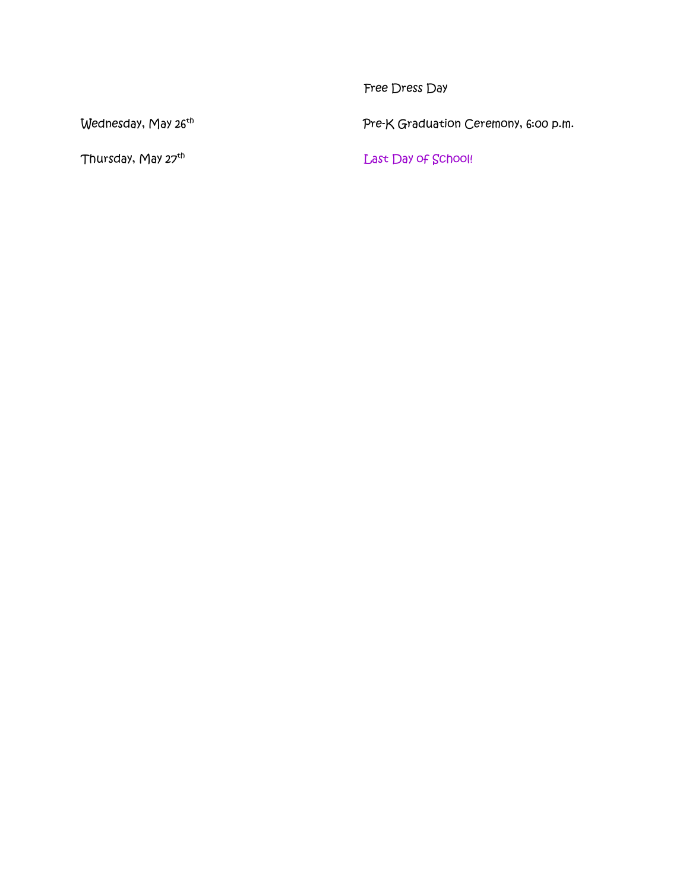| | |
|---|---|
| | Free Dress Day |
| Wednesday, May 26th | Pre-K Graduation Ceremony, 6:00 p.m. |
| Thursday, May 27th | Last Day of School! |